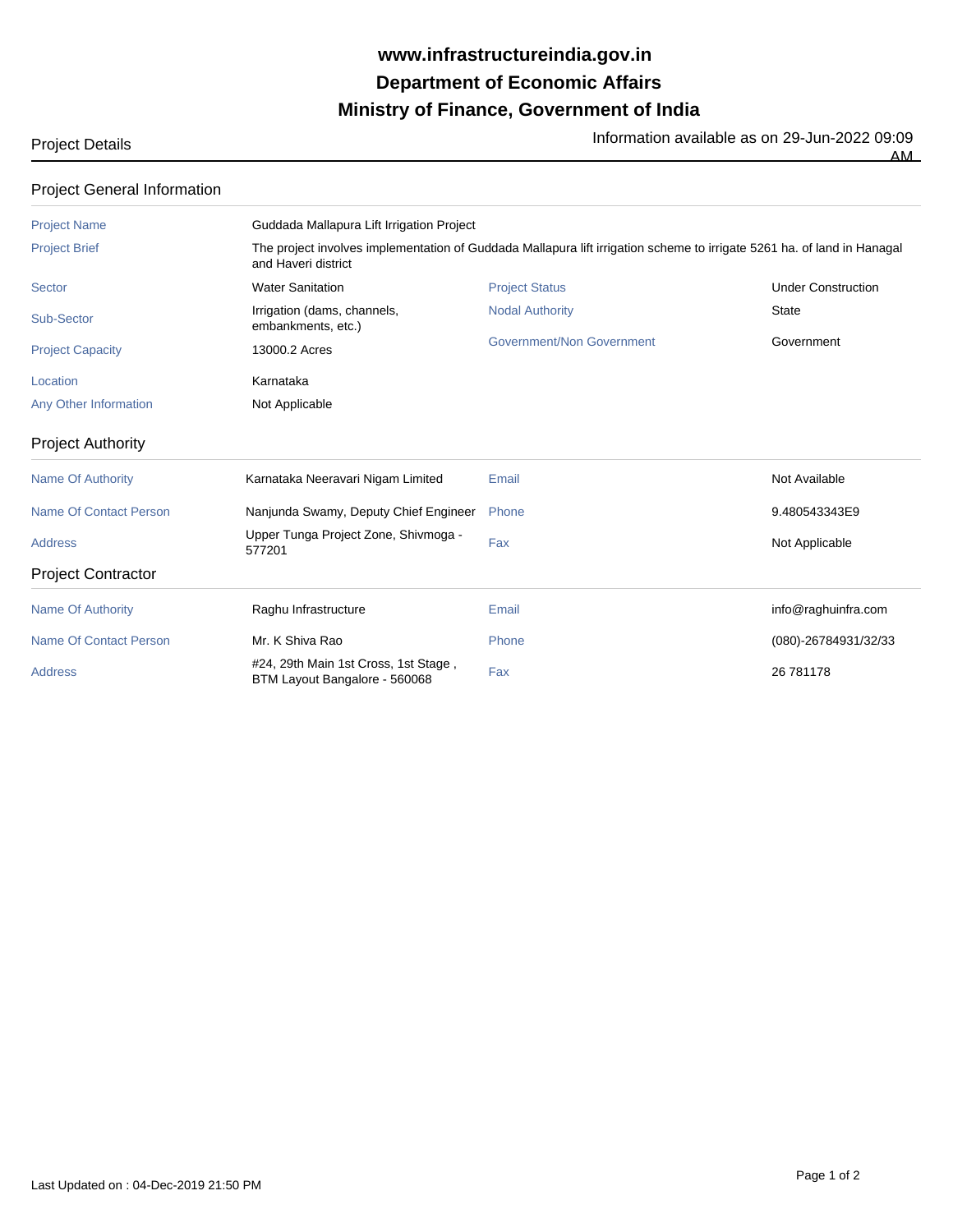# www.infrastructureindia.gov.in
# Department of Economic Affairs
# Ministry of Finance, Government of India

Project Details

Information available as on 29-Jun-2022 09:09 AM

## Project General Information

| | | | |
|---|---|---|---|
| Project Name | Guddada Mallapura Lift Irrigation Project | | |
| Project Brief | The project involves implementation of Guddada Mallapura lift irrigation scheme to irrigate 5261 ha. of land in Hanagal and Haveri district | | |
| Sector | Water Sanitation | Project Status | Under Construction |
| Sub-Sector | Irrigation (dams, channels, embankments, etc.) | Nodal Authority | State |
| Project Capacity | 13000.2 Acres | Government/Non Government | Government |
| Location | Karnataka | | |
| Any Other Information | Not Applicable | | |

## Project Authority

| | | | |
|---|---|---|---|
| Name Of Authority | Karnataka Neeravari Nigam Limited | Email | Not Available |
| Name Of Contact Person | Nanjunda Swamy, Deputy Chief Engineer | Phone | 9.480543343E9 |
| Address | Upper Tunga Project Zone, Shivmoga - 577201 | Fax | Not Applicable |

## Project Contractor

| | | | |
|---|---|---|---|
| Name Of Authority | Raghu Infrastructure | Email | info@raghuinfra.com |
| Name Of Contact Person | Mr. K Shiva Rao | Phone | (080)-26784931/32/33 |
| Address | #24, 29th Main 1st Cross, 1st Stage , BTM Layout Bangalore - 560068 | Fax | 26 781178 |

Last Updated on : 04-Dec-2019 21:50 PM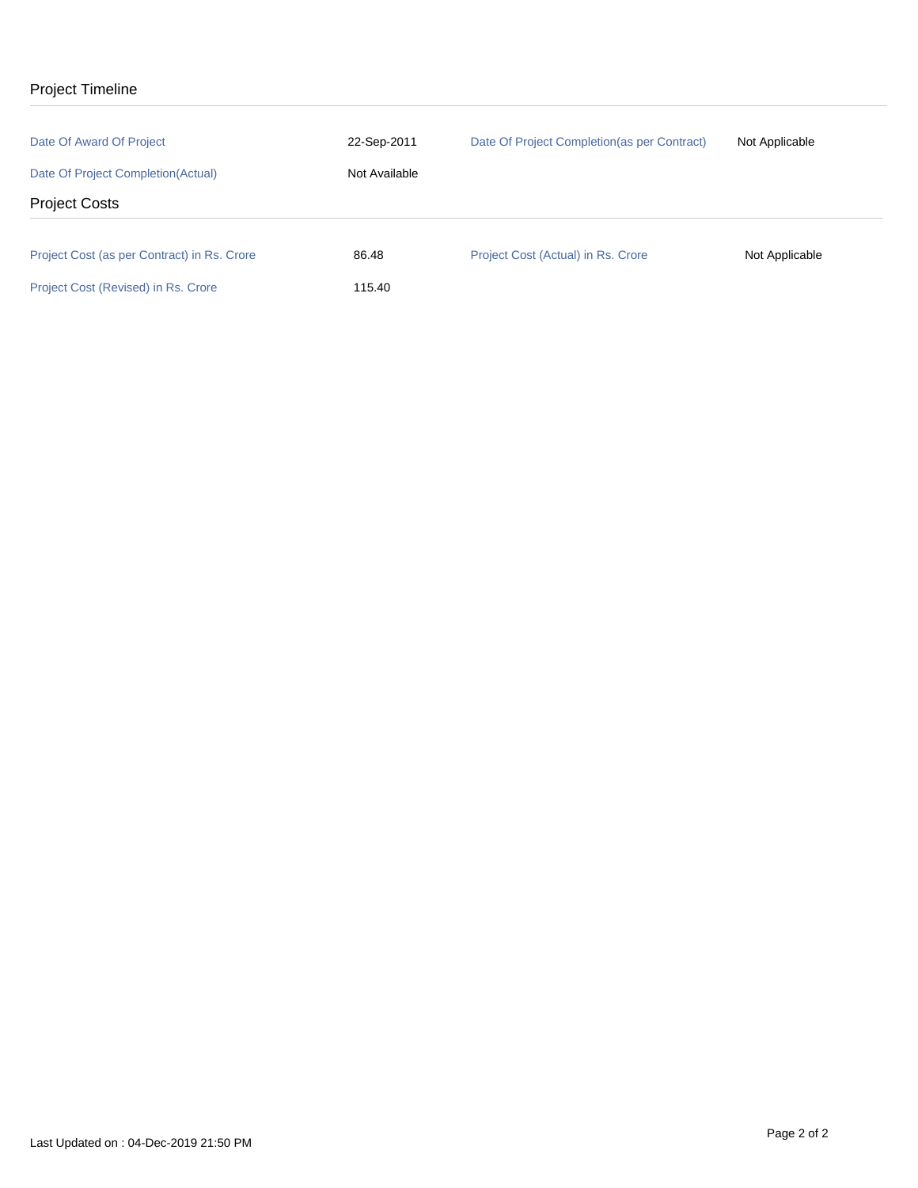## Project Timeline

| | | | |
|---|---|---|---|
| Date Of Award Of Project | 22-Sep-2011 | Date Of Project Completion(as per Contract) | Not Applicable |
| Date Of Project Completion(Actual) | Not Available | | |

## Project Costs

| | | | |
|---|---|---|---|
| Project Cost (as per Contract) in Rs. Crore | 86.48 | Project Cost (Actual) in Rs. Crore | Not Applicable |
| Project Cost (Revised) in Rs. Crore | 115.40 | | |

Last Updated on : 04-Dec-2019 21:50 PM